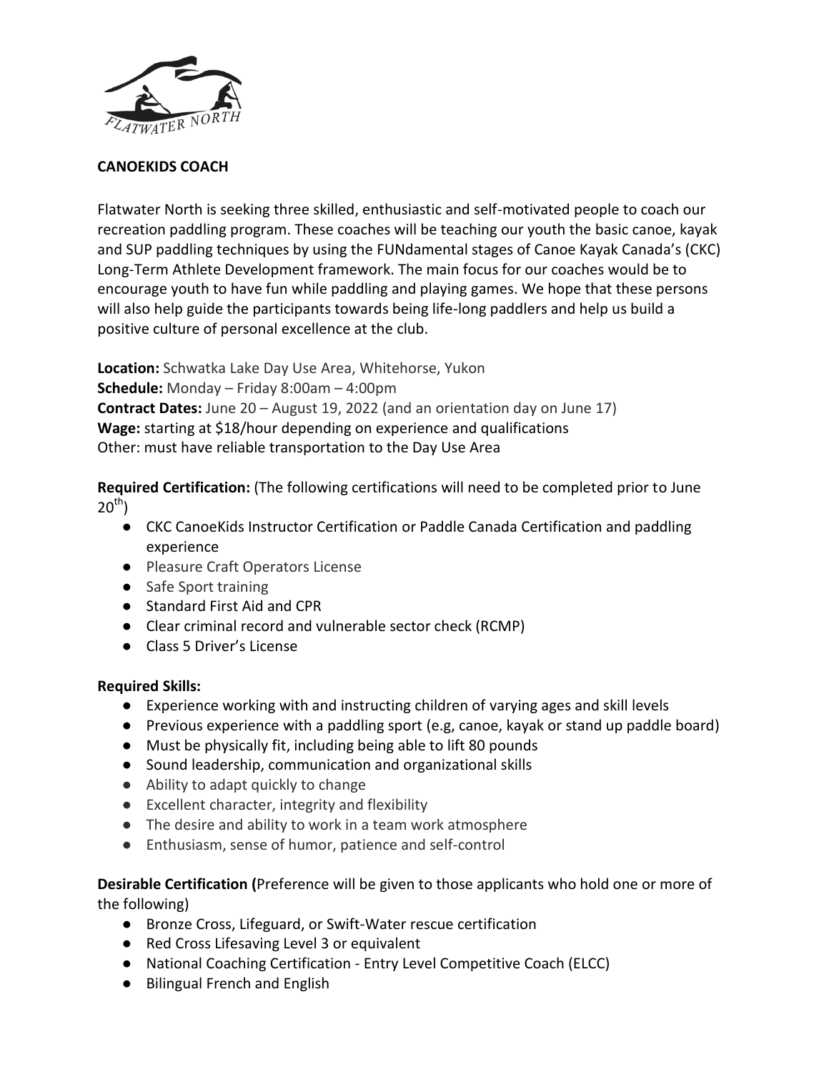# CANOEKIDS COACH

Flatwater North is seeking three skilled, enthusiastic and self-motivated people to coach our recreation paddling program. These coaches will be teaching our youth the basic canoe, kayak and SUP paddling techniques by using the FUNdamental stages of Canoe Kayak Canada's (CKC) Long-Term Athlete Development framework. The main focus for our coaches would be to encourage youth to have fun while paddling and playing games. We hope that these persons will also help guide the participants towards being life-long paddlers and help us build a positive culture of personal excellence at the club.

**Location:** Schwatka Lake Day Use Area, Whitehorse, Yukon
**Schedule:** Monday – Friday 8:00am – 4:00pm
**Contract Dates:** June 20 – August 19, 2022 (and an orientation day on June 17)
**Wage:** starting at $18/hour depending on experience and qualifications
Other: must have reliable transportation to the Day Use Area

**Required Certification:** (The following certifications will need to be completed prior to June 20th)

- CKC CanoeKids Instructor Certification or Paddle Canada Certification and paddling experience
- Pleasure Craft Operators License
- Safe Sport training
- Standard First Aid and CPR
- Clear criminal record and vulnerable sector check (RCMP)
- Class 5 Driver's License

**Required Skills:**

- Experience working with and instructing children of varying ages and skill levels
- Previous experience with a paddling sport (e.g, canoe, kayak or stand up paddle board)
- Must be physically fit, including being able to lift 80 pounds
- Sound leadership, communication and organizational skills
- Ability to adapt quickly to change
- Excellent character, integrity and flexibility
- The desire and ability to work in a team work atmosphere
- Enthusiasm, sense of humor, patience and self-control

**Desirable Certification (**Preference will be given to those applicants who hold one or more of the following)

- Bronze Cross, Lifeguard, or Swift-Water rescue certification
- Red Cross Lifesaving Level 3 or equivalent
- National Coaching Certification - Entry Level Competitive Coach (ELCC)
- Bilingual French and English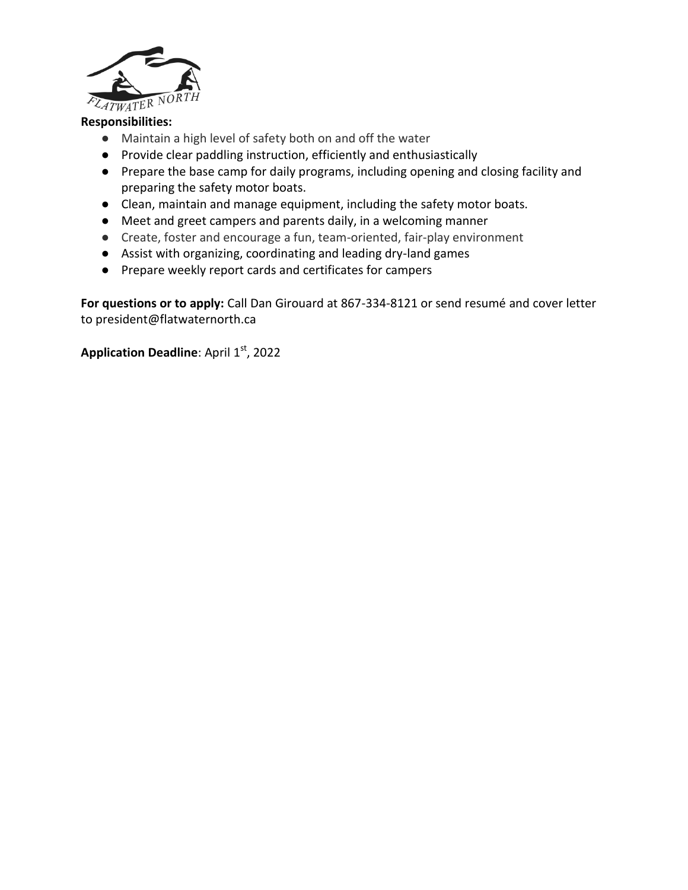**Responsibilities:**

- Maintain a high level of safety both on and off the water
- Provide clear paddling instruction, efficiently and enthusiastically
- Prepare the base camp for daily programs, including opening and closing facility and preparing the safety motor boats.
- Clean, maintain and manage equipment, including the safety motor boats.
- Meet and greet campers and parents daily, in a welcoming manner
- Create, foster and encourage a fun, team-oriented, fair-play environment
- Assist with organizing, coordinating and leading dry-land games
- Prepare weekly report cards and certificates for campers

**For questions or to apply:** Call Dan Girouard at 867-334-8121 or send resumé and cover letter to president@flatwaternorth.ca

**Application Deadline**: April 1st, 2022